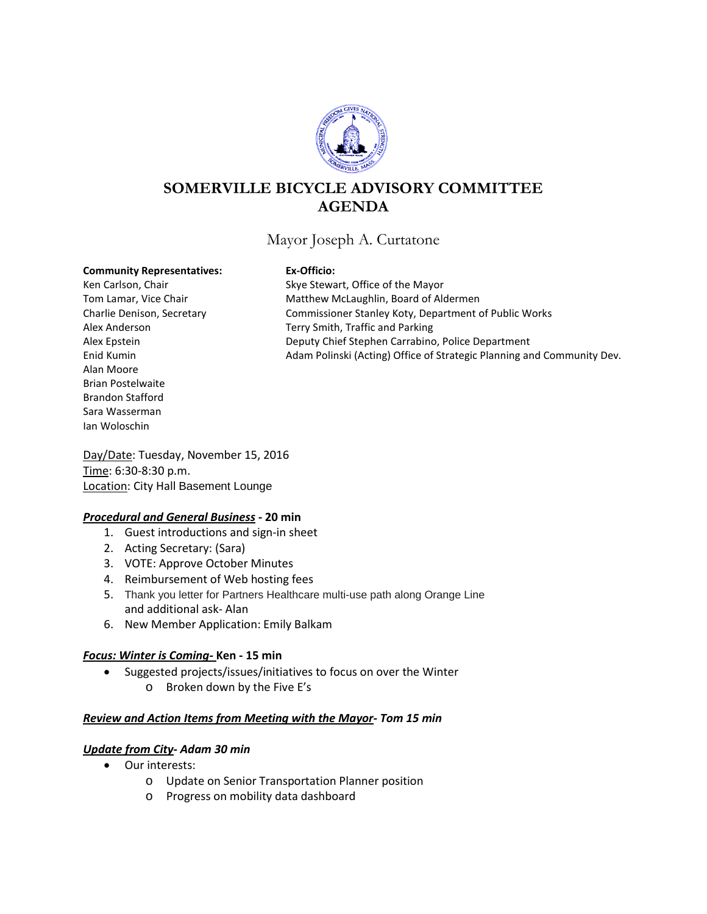# SOMERVILLE BICYCLE ADVISORY COMMITTEE AGENDA

Mayor Joseph A. Curtatone

**Community Representatives:**
Ken Carlson, Chair
Tom Lamar, Vice Chair
Charlie Denison, Secretary
Alex Anderson
Alex Epstein
Enid Kumin
Alan Moore
Brian Postelwaite
Brandon Stafford
Sara Wasserman
Ian Woloschin

**Ex-Officio:**
Skye Stewart, Office of the Mayor
Matthew McLaughlin, Board of Aldermen
Commissioner Stanley Koty, Department of Public Works
Terry Smith, Traffic and Parking
Deputy Chief Stephen Carrabino, Police Department
Adam Polinski (Acting) Office of Strategic Planning and Community Dev.

Day/Date: Tuesday, November 15, 2016
Time: 6:30-8:30 p.m.
Location: City Hall Basement Lounge

***Procedural and General Business* - 20 min**

1. Guest introductions and sign-in sheet
2. Acting Secretary: (Sara)
3. VOTE: Approve October Minutes
4. Reimbursement of Web hosting fees
5. Thank you letter for Partners Healthcare multi-use path along Orange Line and additional ask- Alan
6. New Member Application: Emily Balkam

***Focus: Winter is Coming-* Ken - 15 min**

- Suggested projects/issues/initiatives to focus on over the Winter
  - Broken down by the Five E's

***Review and Action Items from Meeting with the Mayor- Tom 15 min***

***Update from City- Adam 30 min***

- Our interests:
  - Update on Senior Transportation Planner position
  - Progress on mobility data dashboard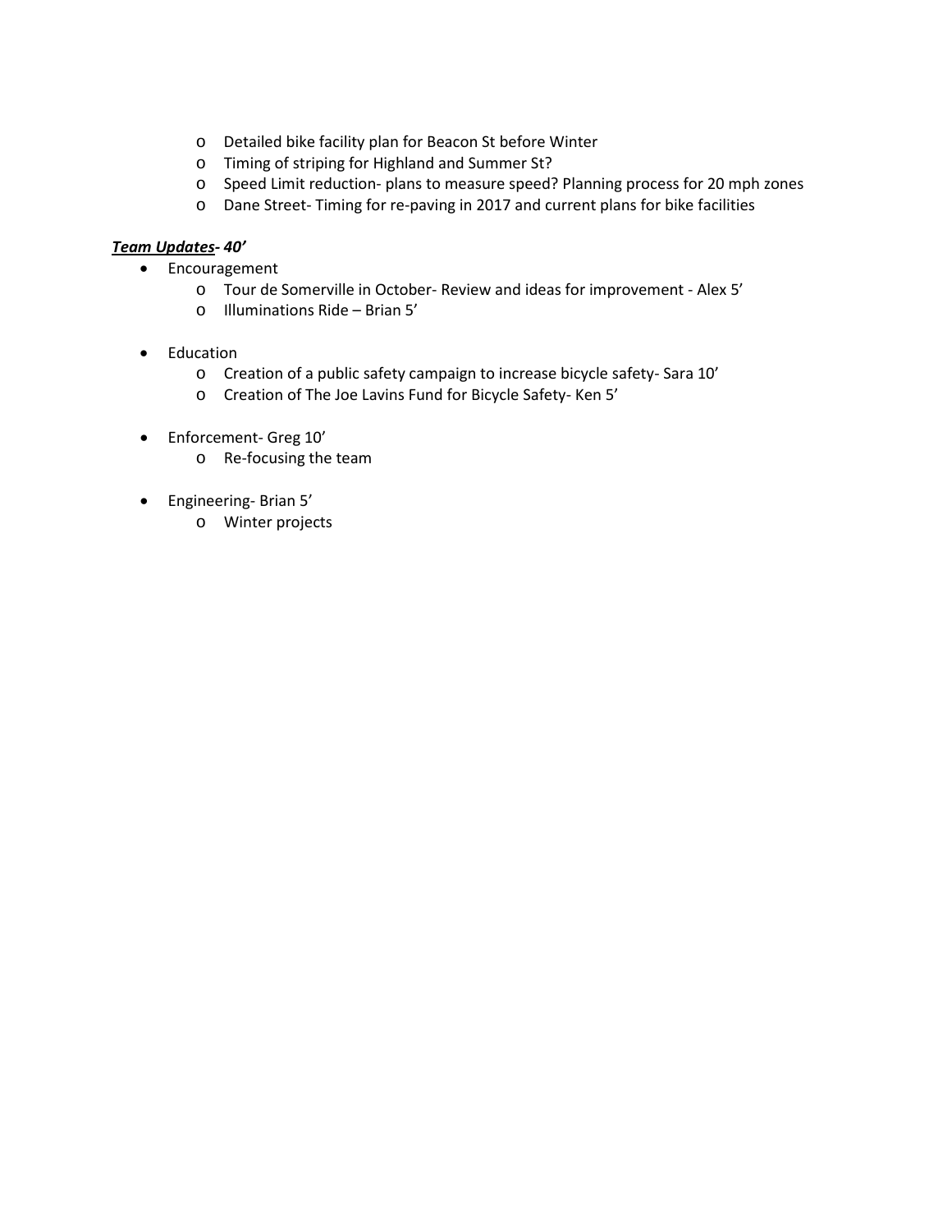- Detailed bike facility plan for Beacon St before Winter
- Timing of striping for Highland and Summer St?
- Speed Limit reduction- plans to measure speed? Planning process for 20 mph zones
- Dane Street- Timing for re-paving in 2017 and current plans for bike facilities

***<u>Team Updates</u>- 40'***

- Encouragement
  - Tour de Somerville in October- Review and ideas for improvement - Alex 5'
  - Illuminations Ride – Brian 5'

- Education
  - Creation of a public safety campaign to increase bicycle safety- Sara 10'
  - Creation of The Joe Lavins Fund for Bicycle Safety- Ken 5'

- Enforcement- Greg 10'
  - Re-focusing the team

- Engineering- Brian 5'
  - Winter projects